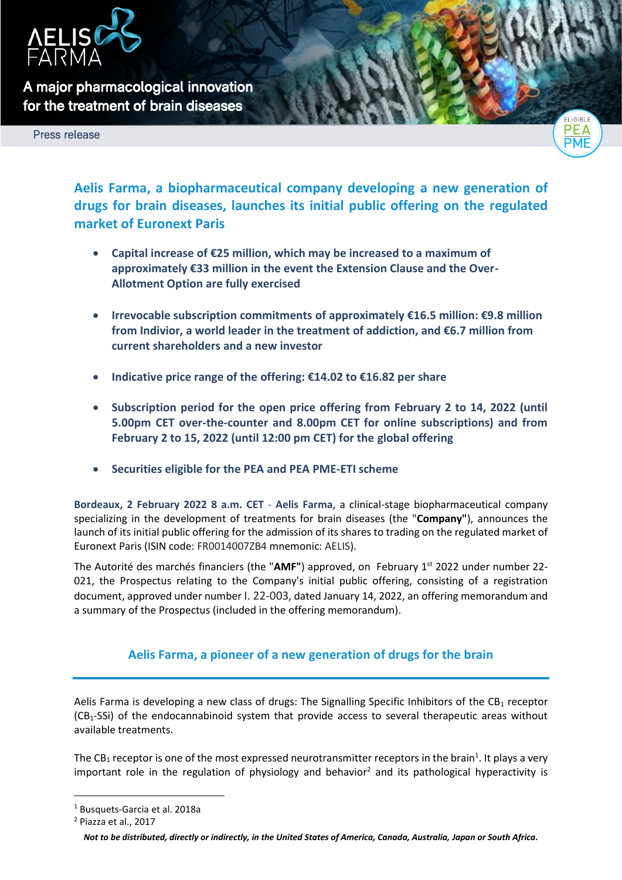AELIS FARMA

A major pharmacological innovation for the treatment of brain diseases

Press release

# Aelis Farma, a biopharmaceutical company developing a new generation of drugs for brain diseases, launches its initial public offering on the regulated market of Euronext Paris

- **Capital increase of €25 million, which may be increased to a maximum of approximately €33 million in the event the Extension Clause and the Over-Allotment Option are fully exercised**
- **Irrevocable subscription commitments of approximately €16.5 million: €9.8 million from Indivior, a world leader in the treatment of addiction, and €6.7 million from current shareholders and a new investor**
- **Indicative price range of the offering: €14.02 to €16.82 per share**
- **Subscription period for the open price offering from February 2 to 14, 2022 (until 5.00pm CET over-the-counter and 8.00pm CET for online subscriptions) and from February 2 to 15, 2022 (until 12:00 pm CET) for the global offering**
- **Securities eligible for the PEA and PEA PME-ETI scheme**

**Bordeaux, 2 February 2022 8 a.m. CET** - **Aelis Farma**, a clinical-stage biopharmaceutical company specializing in the development of treatments for brain diseases (the "**Company"**), announces the launch of its initial public offering for the admission of its shares to trading on the regulated market of Euronext Paris (ISIN code: FR0014007ZB4 mnemonic: AELIS).

The Autorité des marchés financiers (the "**AMF"**) approved, on February 1st 2022 under number 22-021, the Prospectus relating to the Company's initial public offering, consisting of a registration document, approved under number I. 22-003, dated January 14, 2022, an offering memorandum and a summary of the Prospectus (included in the offering memorandum).

## Aelis Farma, a pioneer of a new generation of drugs for the brain

Aelis Farma is developing a new class of drugs: The Signalling Specific Inhibitors of the $CB_1$ receptor ($CB_1$-SSi) of the endocannabinoid system that provide access to several therapeutic areas without available treatments.

The $CB_1$ receptor is one of the most expressed neurotransmitter receptors in the brain[1]. It plays a very important role in the regulation of physiology and behavior[2] and its pathological hyperactivity is

[1] Busquets-Garcia et al. 2018a

[2] Piazza et al., 2017

*Not to be distributed, directly or indirectly, in the United States of America, Canada, Australia, Japan or South Africa.*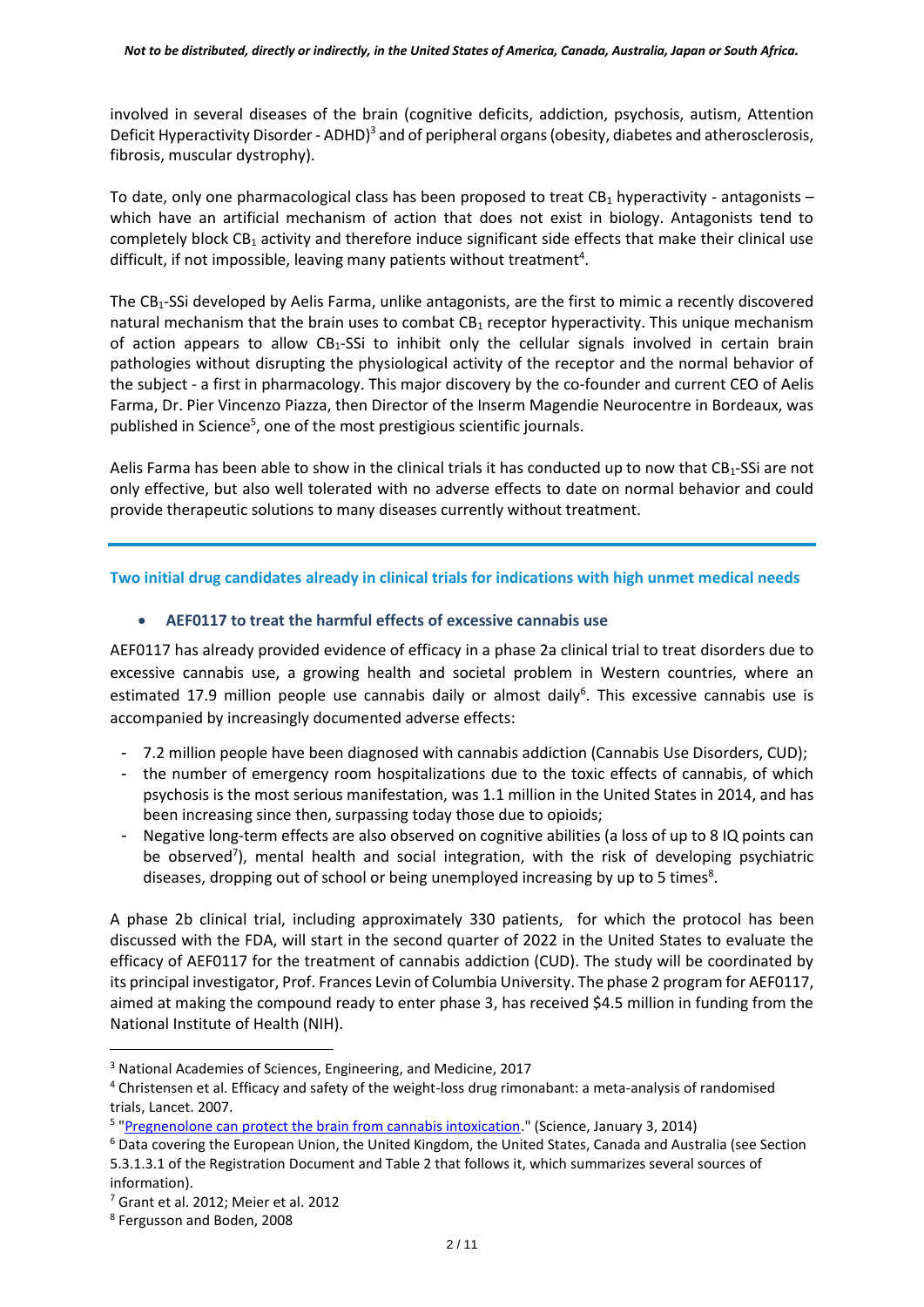involved in several diseases of the brain (cognitive deficits, addiction, psychosis, autism, Attention Deficit Hyperactivity Disorder - ADHD)[3] and of peripheral organs (obesity, diabetes and atherosclerosis, fibrosis, muscular dystrophy).

To date, only one pharmacological class has been proposed to treat $CB_1$ hyperactivity - antagonists – which have an artificial mechanism of action that does not exist in biology. Antagonists tend to completely block $CB_1$ activity and therefore induce significant side effects that make their clinical use difficult, if not impossible, leaving many patients without treatment[4].

The $CB_1$-SSi developed by Aelis Farma, unlike antagonists, are the first to mimic a recently discovered natural mechanism that the brain uses to combat $CB_1$ receptor hyperactivity. This unique mechanism of action appears to allow $CB_1$-SSi to inhibit only the cellular signals involved in certain brain pathologies without disrupting the physiological activity of the receptor and the normal behavior of the subject - a first in pharmacology. This major discovery by the co-founder and current CEO of Aelis Farma, Dr. Pier Vincenzo Piazza, then Director of the Inserm Magendie Neurocentre in Bordeaux, was published in Science[5], one of the most prestigious scientific journals.

Aelis Farma has been able to show in the clinical trials it has conducted up to now that $CB_1$-SSi are not only effective, but also well tolerated with no adverse effects to date on normal behavior and could provide therapeutic solutions to many diseases currently without treatment.

## Two initial drug candidates already in clinical trials for indications with high unmet medical needs

- **AEF0117 to treat the harmful effects of excessive cannabis use**

AEF0117 has already provided evidence of efficacy in a phase 2a clinical trial to treat disorders due to excessive cannabis use, a growing health and societal problem in Western countries, where an estimated 17.9 million people use cannabis daily or almost daily[6]. This excessive cannabis use is accompanied by increasingly documented adverse effects:

- 7.2 million people have been diagnosed with cannabis addiction (Cannabis Use Disorders, CUD);
- the number of emergency room hospitalizations due to the toxic effects of cannabis, of which psychosis is the most serious manifestation, was 1.1 million in the United States in 2014, and has been increasing since then, surpassing today those due to opioids;
- Negative long-term effects are also observed on cognitive abilities (a loss of up to 8 IQ points can be observed[7]), mental health and social integration, with the risk of developing psychiatric diseases, dropping out of school or being unemployed increasing by up to 5 times[8].

A phase 2b clinical trial, including approximately 330 patients, for which the protocol has been discussed with the FDA, will start in the second quarter of 2022 in the United States to evaluate the efficacy of AEF0117 for the treatment of cannabis addiction (CUD). The study will be coordinated by its principal investigator, Prof. Frances Levin of Columbia University. The phase 2 program for AEF0117, aimed at making the compound ready to enter phase 3, has received $4.5 million in funding from the National Institute of Health (NIH).

---

[3] National Academies of Sciences, Engineering, and Medicine, 2017

[4] Christensen et al. Efficacy and safety of the weight-loss drug rimonabant: a meta-analysis of randomised trials, Lancet. 2007.

[5] "Pregnenolone can protect the brain from cannabis intoxication." (Science, January 3, 2014)

[6] Data covering the European Union, the United Kingdom, the United States, Canada and Australia (see Section 5.3.1.3.1 of the Registration Document and Table 2 that follows it, which summarizes several sources of information).

[7] Grant et al. 2012; Meier et al. 2012

[8] Fergusson and Boden, 2008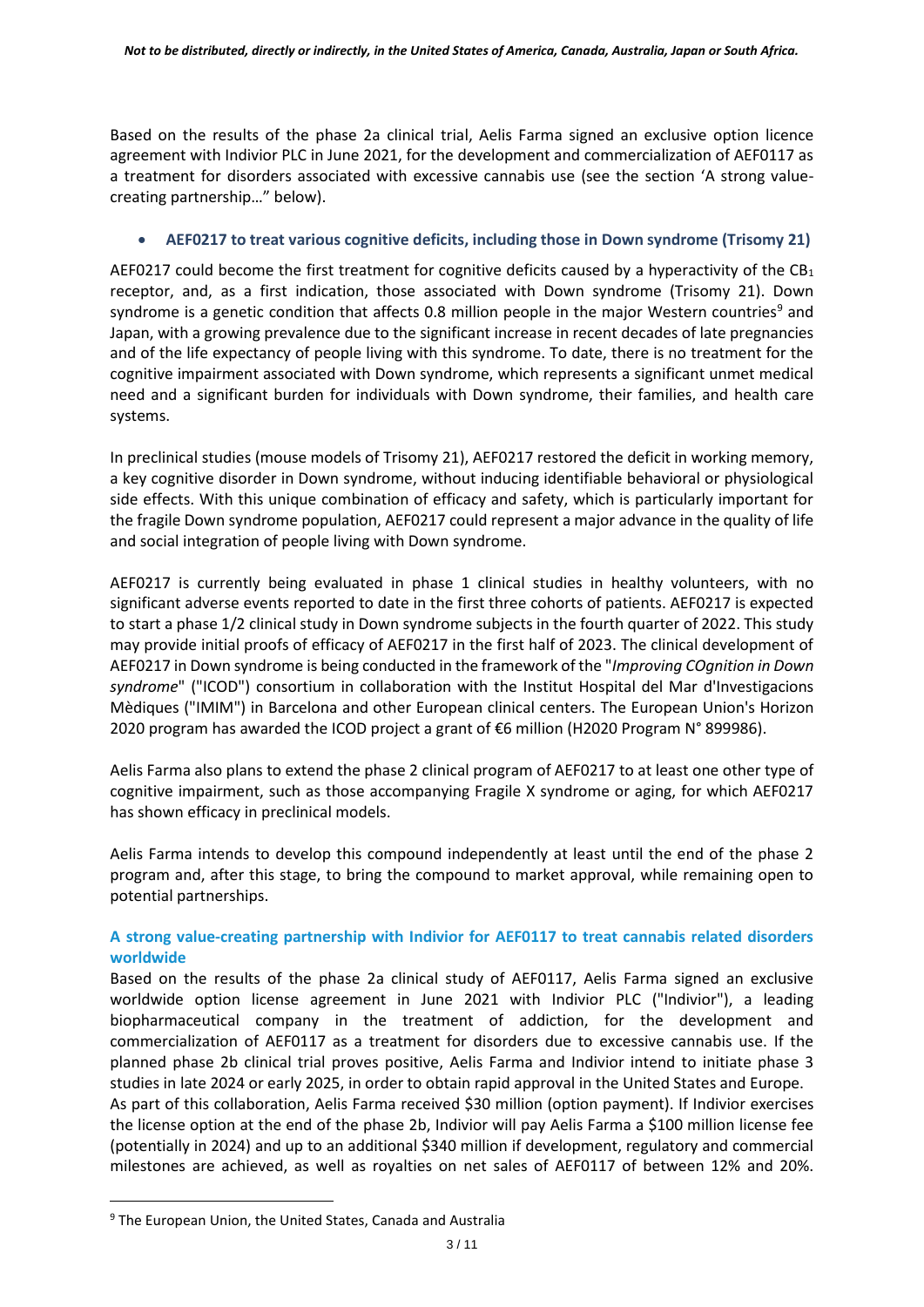Based on the results of the phase 2a clinical trial, Aelis Farma signed an exclusive option licence agreement with Indivior PLC in June 2021, for the development and commercialization of AEF0117 as a treatment for disorders associated with excessive cannabis use (see the section 'A strong value-creating partnership…" below).

- **AEF0217 to treat various cognitive deficits, including those in Down syndrome (Trisomy 21)**

AEF0217 could become the first treatment for cognitive deficits caused by a hyperactivity of the $CB_1$ receptor, and, as a first indication, those associated with Down syndrome (Trisomy 21). Down syndrome is a genetic condition that affects 0.8 million people in the major Western countries[9] and Japan, with a growing prevalence due to the significant increase in recent decades of late pregnancies and of the life expectancy of people living with this syndrome. To date, there is no treatment for the cognitive impairment associated with Down syndrome, which represents a significant unmet medical need and a significant burden for individuals with Down syndrome, their families, and health care systems.

In preclinical studies (mouse models of Trisomy 21), AEF0217 restored the deficit in working memory, a key cognitive disorder in Down syndrome, without inducing identifiable behavioral or physiological side effects. With this unique combination of efficacy and safety, which is particularly important for the fragile Down syndrome population, AEF0217 could represent a major advance in the quality of life and social integration of people living with Down syndrome.

AEF0217 is currently being evaluated in phase 1 clinical studies in healthy volunteers, with no significant adverse events reported to date in the first three cohorts of patients. AEF0217 is expected to start a phase 1/2 clinical study in Down syndrome subjects in the fourth quarter of 2022. This study may provide initial proofs of efficacy of AEF0217 in the first half of 2023. The clinical development of AEF0217 in Down syndrome is being conducted in the framework of the "*Improving COgnition in Down syndrome*" ("ICOD") consortium in collaboration with the Institut Hospital del Mar d'Investigacions Mèdiques ("IMIM") in Barcelona and other European clinical centers. The European Union's Horizon 2020 program has awarded the ICOD project a grant of €6 million (H2020 Program N° 899986).

Aelis Farma also plans to extend the phase 2 clinical program of AEF0217 to at least one other type of cognitive impairment, such as those accompanying Fragile X syndrome or aging, for which AEF0217 has shown efficacy in preclinical models.

Aelis Farma intends to develop this compound independently at least until the end of the phase 2 program and, after this stage, to bring the compound to market approval, while remaining open to potential partnerships.

### A strong value-creating partnership with Indivior for AEF0117 to treat cannabis related disorders worldwide

Based on the results of the phase 2a clinical study of AEF0117, Aelis Farma signed an exclusive worldwide option license agreement in June 2021 with Indivior PLC ("Indivior"), a leading biopharmaceutical company in the treatment of addiction, for the development and commercialization of AEF0117 as a treatment for disorders due to excessive cannabis use. If the planned phase 2b clinical trial proves positive, Aelis Farma and Indivior intend to initiate phase 3 studies in late 2024 or early 2025, in order to obtain rapid approval in the United States and Europe.
As part of this collaboration, Aelis Farma received $30 million (option payment). If Indivior exercises the license option at the end of the phase 2b, Indivior will pay Aelis Farma a $100 million license fee (potentially in 2024) and up to an additional $340 million if development, regulatory and commercial milestones are achieved, as well as royalties on net sales of AEF0117 of between 12% and 20%.

---

[9] The European Union, the United States, Canada and Australia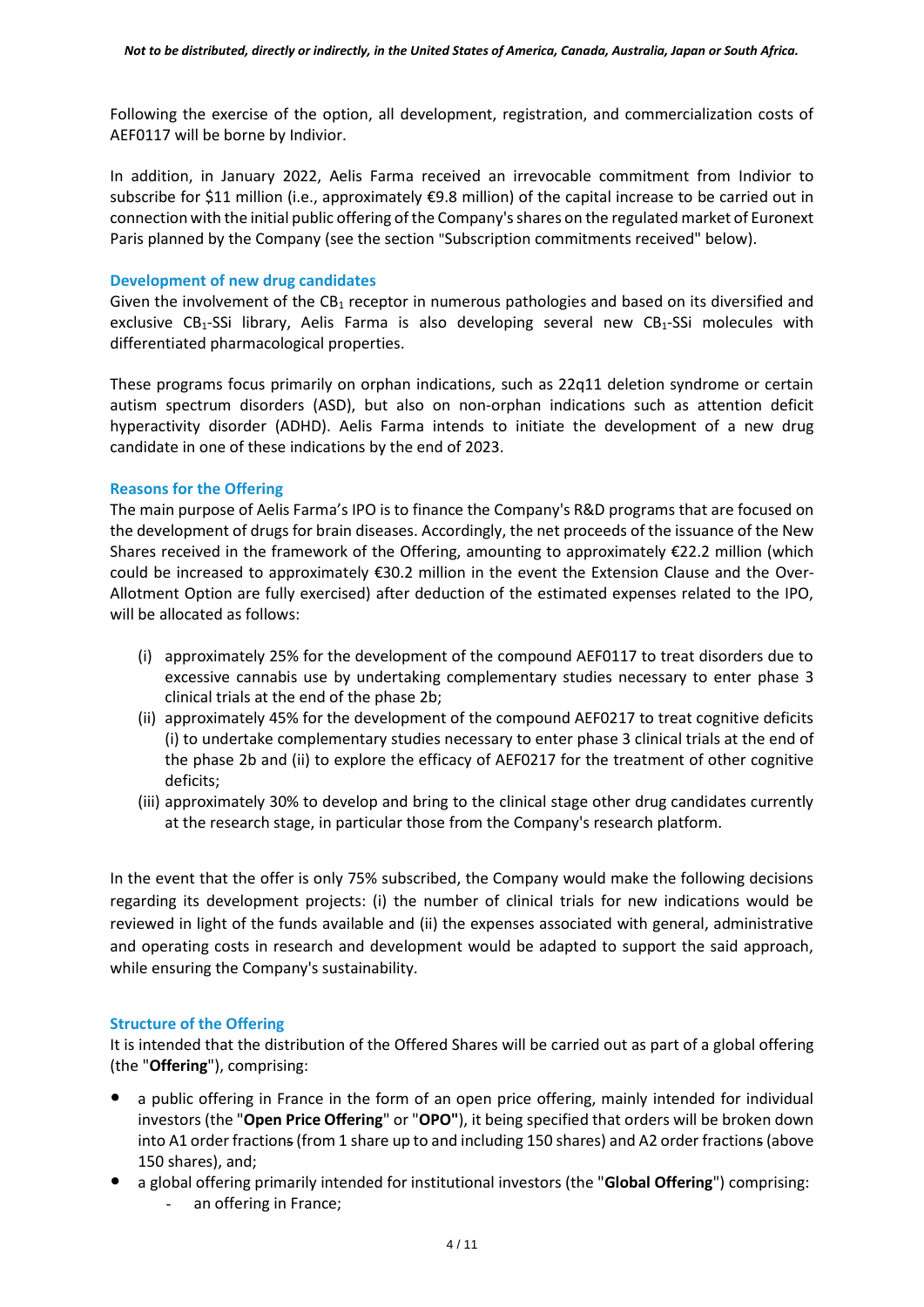Following the exercise of the option, all development, registration, and commercialization costs of AEF0117 will be borne by Indivior.

In addition, in January 2022, Aelis Farma received an irrevocable commitment from Indivior to subscribe for $11 million (i.e., approximately €9.8 million) of the capital increase to be carried out in connection with the initial public offering of the Company's shares on the regulated market of Euronext Paris planned by the Company (see the section "Subscription commitments received" below).

### Development of new drug candidates

Given the involvement of the $CB_1$ receptor in numerous pathologies and based on its diversified and exclusive $CB_1$-SSi library, Aelis Farma is also developing several new $CB_1$-SSi molecules with differentiated pharmacological properties.

These programs focus primarily on orphan indications, such as 22q11 deletion syndrome or certain autism spectrum disorders (ASD), but also on non-orphan indications such as attention deficit hyperactivity disorder (ADHD). Aelis Farma intends to initiate the development of a new drug candidate in one of these indications by the end of 2023.

### Reasons for the Offering

The main purpose of Aelis Farma's IPO is to finance the Company's R&D programs that are focused on the development of drugs for brain diseases. Accordingly, the net proceeds of the issuance of the New Shares received in the framework of the Offering, amounting to approximately €22.2 million (which could be increased to approximately €30.2 million in the event the Extension Clause and the Over-Allotment Option are fully exercised) after deduction of the estimated expenses related to the IPO, will be allocated as follows:

(i) approximately 25% for the development of the compound AEF0117 to treat disorders due to excessive cannabis use by undertaking complementary studies necessary to enter phase 3 clinical trials at the end of the phase 2b;

(ii) approximately 45% for the development of the compound AEF0217 to treat cognitive deficits (i) to undertake complementary studies necessary to enter phase 3 clinical trials at the end of the phase 2b and (ii) to explore the efficacy of AEF0217 for the treatment of other cognitive deficits;

(iii) approximately 30% to develop and bring to the clinical stage other drug candidates currently at the research stage, in particular those from the Company's research platform.

In the event that the offer is only 75% subscribed, the Company would make the following decisions regarding its development projects: (i) the number of clinical trials for new indications would be reviewed in light of the funds available and (ii) the expenses associated with general, administrative and operating costs in research and development would be adapted to support the said approach, while ensuring the Company's sustainability.

### Structure of the Offering

It is intended that the distribution of the Offered Shares will be carried out as part of a global offering (the "**Offering**"), comprising:

- a public offering in France in the form of an open price offering, mainly intended for individual investors (the "**Open Price Offering**" or "**OPO**"), it being specified that orders will be broken down into A1 order fractions (from 1 share up to and including 150 shares) and A2 order fractions (above 150 shares), and;
- a global offering primarily intended for institutional investors (the "**Global Offering**") comprising:
  - an offering in France;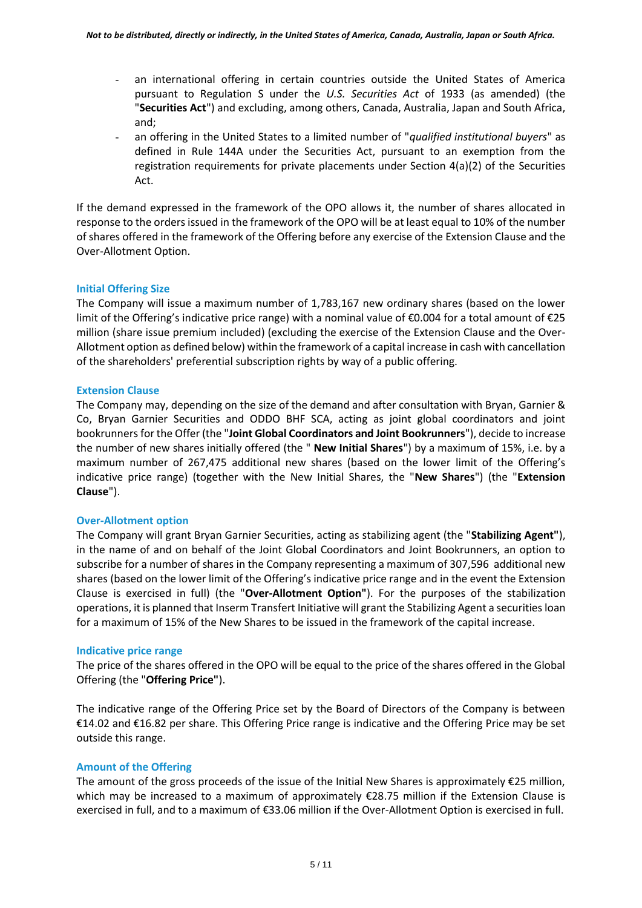- an international offering in certain countries outside the United States of America pursuant to Regulation S under the *U.S. Securities Act* of 1933 (as amended) (the "**Securities Act**") and excluding, among others, Canada, Australia, Japan and South Africa, and;
- an offering in the United States to a limited number of "*qualified institutional buyers*" as defined in Rule 144A under the Securities Act, pursuant to an exemption from the registration requirements for private placements under Section 4(a)(2) of the Securities Act.

If the demand expressed in the framework of the OPO allows it, the number of shares allocated in response to the orders issued in the framework of the OPO will be at least equal to 10% of the number of shares offered in the framework of the Offering before any exercise of the Extension Clause and the Over-Allotment Option.

### Initial Offering Size

The Company will issue a maximum number of 1,783,167 new ordinary shares (based on the lower limit of the Offering's indicative price range) with a nominal value of €0.004 for a total amount of €25 million (share issue premium included) (excluding the exercise of the Extension Clause and the Over-Allotment option as defined below) within the framework of a capital increase in cash with cancellation of the shareholders' preferential subscription rights by way of a public offering.

### Extension Clause

The Company may, depending on the size of the demand and after consultation with Bryan, Garnier & Co, Bryan Garnier Securities and ODDO BHF SCA, acting as joint global coordinators and joint bookrunners for the Offer (the "**Joint Global Coordinators and Joint Bookrunners**"), decide to increase the number of new shares initially offered (the " **New Initial Shares**") by a maximum of 15%, i.e. by a maximum number of 267,475 additional new shares (based on the lower limit of the Offering's indicative price range) (together with the New Initial Shares, the "**New Shares**") (the "**Extension Clause**").

### Over-Allotment option

The Company will grant Bryan Garnier Securities, acting as stabilizing agent (the "**Stabilizing Agent"**), in the name of and on behalf of the Joint Global Coordinators and Joint Bookrunners, an option to subscribe for a number of shares in the Company representing a maximum of 307,596 additional new shares (based on the lower limit of the Offering's indicative price range and in the event the Extension Clause is exercised in full) (the "**Over-Allotment Option"**). For the purposes of the stabilization operations, it is planned that Inserm Transfert Initiative will grant the Stabilizing Agent a securities loan for a maximum of 15% of the New Shares to be issued in the framework of the capital increase.

### Indicative price range

The price of the shares offered in the OPO will be equal to the price of the shares offered in the Global Offering (the "**Offering Price"**).

The indicative range of the Offering Price set by the Board of Directors of the Company is between €14.02 and €16.82 per share. This Offering Price range is indicative and the Offering Price may be set outside this range.

### Amount of the Offering

The amount of the gross proceeds of the issue of the Initial New Shares is approximately €25 million, which may be increased to a maximum of approximately €28.75 million if the Extension Clause is exercised in full, and to a maximum of €33.06 million if the Over-Allotment Option is exercised in full.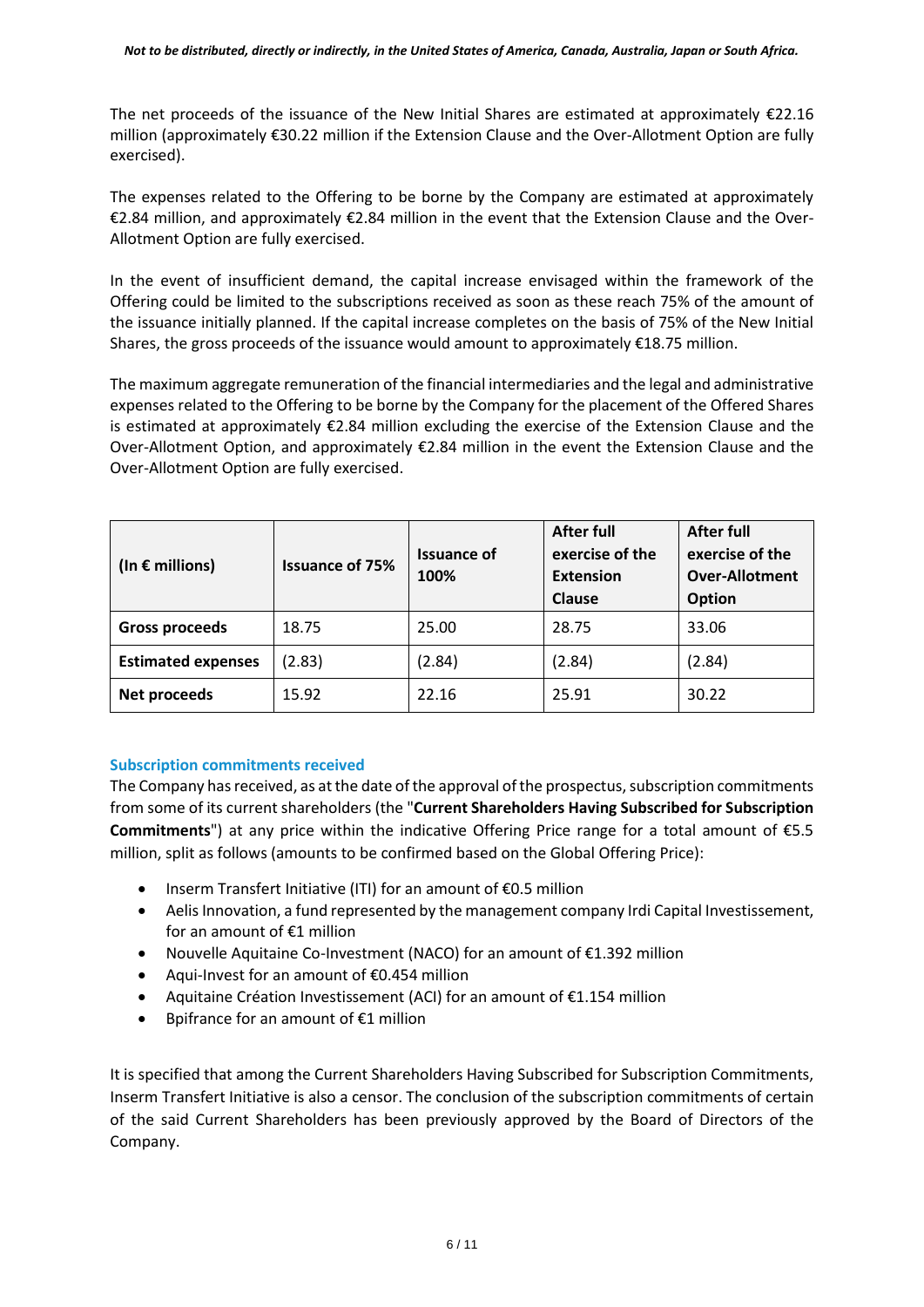The net proceeds of the issuance of the New Initial Shares are estimated at approximately €22.16 million (approximately €30.22 million if the Extension Clause and the Over-Allotment Option are fully exercised).

The expenses related to the Offering to be borne by the Company are estimated at approximately €2.84 million, and approximately €2.84 million in the event that the Extension Clause and the Over-Allotment Option are fully exercised.

In the event of insufficient demand, the capital increase envisaged within the framework of the Offering could be limited to the subscriptions received as soon as these reach 75% of the amount of the issuance initially planned. If the capital increase completes on the basis of 75% of the New Initial Shares, the gross proceeds of the issuance would amount to approximately €18.75 million.

The maximum aggregate remuneration of the financial intermediaries and the legal and administrative expenses related to the Offering to be borne by the Company for the placement of the Offered Shares is estimated at approximately €2.84 million excluding the exercise of the Extension Clause and the Over-Allotment Option, and approximately €2.84 million in the event the Extension Clause and the Over-Allotment Option are fully exercised.

| (In € millions) | Issuance of 75% | Issuance of 100% | After full exercise of the Extension Clause | After full exercise of the Over-Allotment Option |
|---|---|---|---|---|
| **Gross proceeds** | 18.75 | 25.00 | 28.75 | 33.06 |
| **Estimated expenses** | (2.83) | (2.84) | (2.84) | (2.84) |
| **Net proceeds** | 15.92 | 22.16 | 25.91 | 30.22 |

### Subscription commitments received

The Company has received, as at the date of the approval of the prospectus, subscription commitments from some of its current shareholders (the "**Current Shareholders Having Subscribed for Subscription Commitments**") at any price within the indicative Offering Price range for a total amount of €5.5 million, split as follows (amounts to be confirmed based on the Global Offering Price):

- Inserm Transfert Initiative (ITI) for an amount of €0.5 million
- Aelis Innovation, a fund represented by the management company Irdi Capital Investissement, for an amount of €1 million
- Nouvelle Aquitaine Co-Investment (NACO) for an amount of €1.392 million
- Aqui-Invest for an amount of €0.454 million
- Aquitaine Création Investissement (ACI) for an amount of €1.154 million
- Bpifrance for an amount of €1 million

It is specified that among the Current Shareholders Having Subscribed for Subscription Commitments, Inserm Transfert Initiative is also a censor. The conclusion of the subscription commitments of certain of the said Current Shareholders has been previously approved by the Board of Directors of the Company.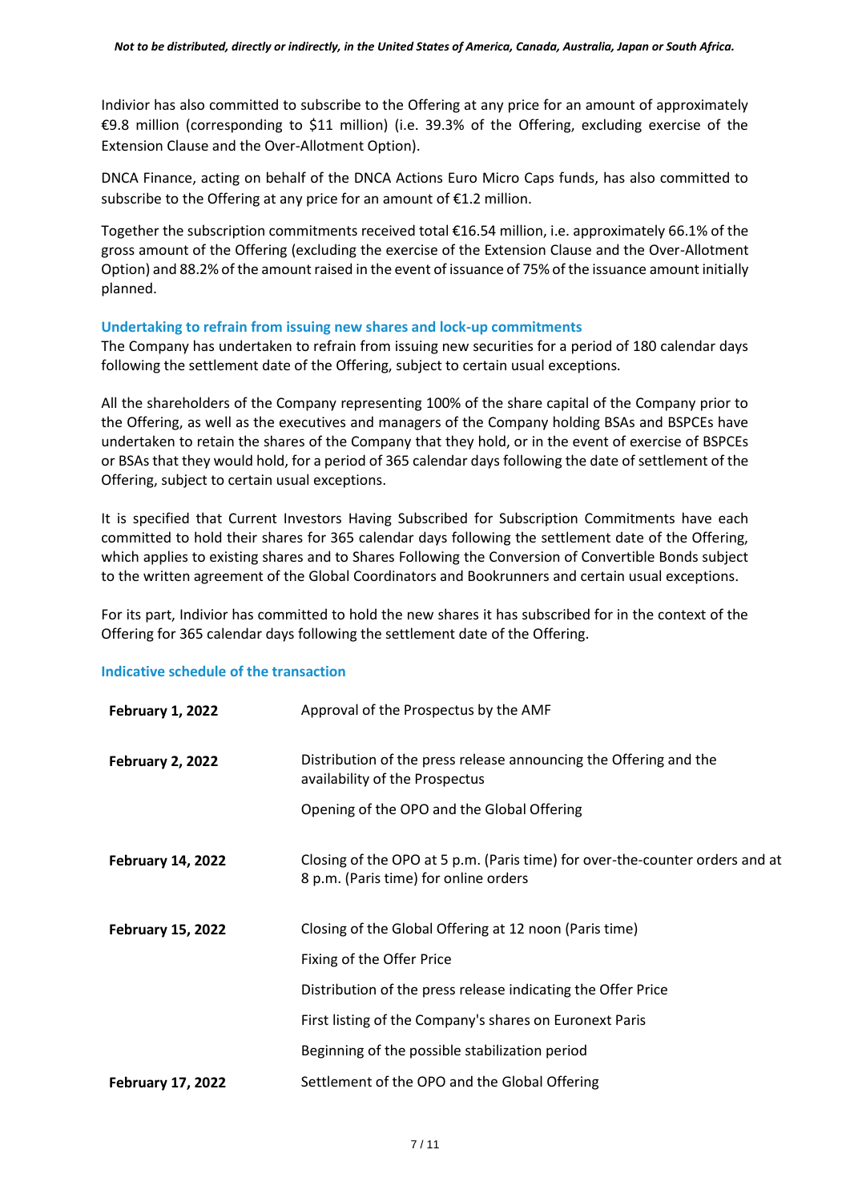Indivior has also committed to subscribe to the Offering at any price for an amount of approximately €9.8 million (corresponding to $11 million) (i.e. 39.3% of the Offering, excluding exercise of the Extension Clause and the Over-Allotment Option).

DNCA Finance, acting on behalf of the DNCA Actions Euro Micro Caps funds, has also committed to subscribe to the Offering at any price for an amount of €1.2 million.

Together the subscription commitments received total €16.54 million, i.e. approximately 66.1% of the gross amount of the Offering (excluding the exercise of the Extension Clause and the Over-Allotment Option) and 88.2% of the amount raised in the event of issuance of 75% of the issuance amount initially planned.

### Undertaking to refrain from issuing new shares and lock-up commitments

The Company has undertaken to refrain from issuing new securities for a period of 180 calendar days following the settlement date of the Offering, subject to certain usual exceptions.

All the shareholders of the Company representing 100% of the share capital of the Company prior to the Offering, as well as the executives and managers of the Company holding BSAs and BSPCEs have undertaken to retain the shares of the Company that they hold, or in the event of exercise of BSPCEs or BSAs that they would hold, for a period of 365 calendar days following the date of settlement of the Offering, subject to certain usual exceptions.

It is specified that Current Investors Having Subscribed for Subscription Commitments have each committed to hold their shares for 365 calendar days following the settlement date of the Offering, which applies to existing shares and to Shares Following the Conversion of Convertible Bonds subject to the written agreement of the Global Coordinators and Bookrunners and certain usual exceptions.

For its part, Indivior has committed to hold the new shares it has subscribed for in the context of the Offering for 365 calendar days following the settlement date of the Offering.

### Indicative schedule of the transaction

| | |
|---|---|
| **February 1, 2022** | Approval of the Prospectus by the AMF |
| **February 2, 2022** | Distribution of the press release announcing the Offering and the availability of the Prospectus |
| | Opening of the OPO and the Global Offering |
| **February 14, 2022** | Closing of the OPO at 5 p.m. (Paris time) for over-the-counter orders and at 8 p.m. (Paris time) for online orders |
| **February 15, 2022** | Closing of the Global Offering at 12 noon (Paris time) |
| | Fixing of the Offer Price |
| | Distribution of the press release indicating the Offer Price |
| | First listing of the Company's shares on Euronext Paris |
| | Beginning of the possible stabilization period |
| **February 17, 2022** | Settlement of the OPO and the Global Offering |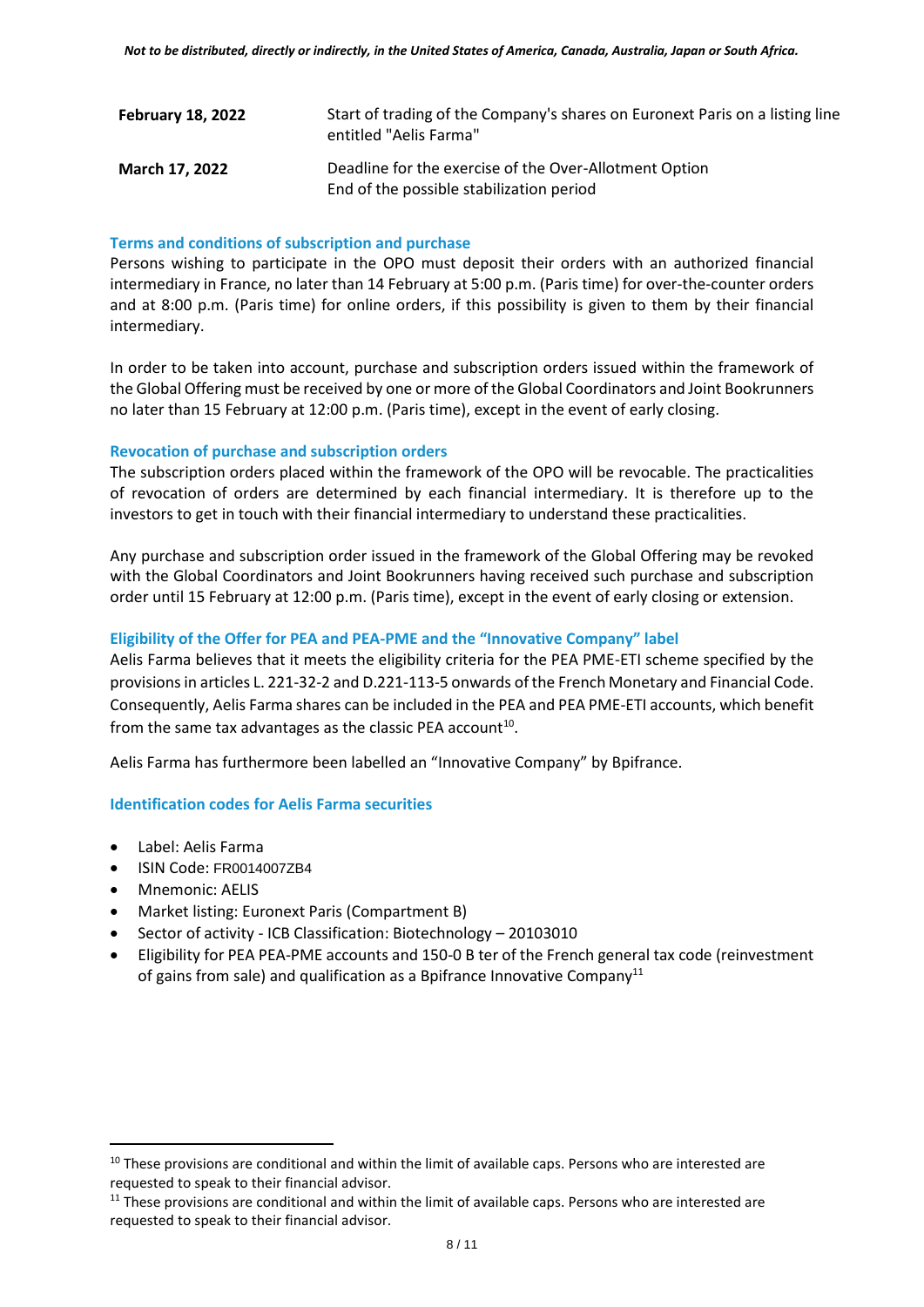*Not to be distributed, directly or indirectly, in the United States of America, Canada, Australia, Japan or South Africa.*

| | |
|---|---|
| **February 18, 2022** | Start of trading of the Company's shares on Euronext Paris on a listing line entitled "Aelis Farma" |
| **March 17, 2022** | Deadline for the exercise of the Over-Allotment Option<br>End of the possible stabilization period |

### Terms and conditions of subscription and purchase

Persons wishing to participate in the OPO must deposit their orders with an authorized financial intermediary in France, no later than 14 February at 5:00 p.m. (Paris time) for over-the-counter orders and at 8:00 p.m. (Paris time) for online orders, if this possibility is given to them by their financial intermediary.

In order to be taken into account, purchase and subscription orders issued within the framework of the Global Offering must be received by one or more of the Global Coordinators and Joint Bookrunners no later than 15 February at 12:00 p.m. (Paris time), except in the event of early closing.

### Revocation of purchase and subscription orders

The subscription orders placed within the framework of the OPO will be revocable. The practicalities of revocation of orders are determined by each financial intermediary. It is therefore up to the investors to get in touch with their financial intermediary to understand these practicalities.

Any purchase and subscription order issued in the framework of the Global Offering may be revoked with the Global Coordinators and Joint Bookrunners having received such purchase and subscription order until 15 February at 12:00 p.m. (Paris time), except in the event of early closing or extension.

### Eligibility of the Offer for PEA and PEA-PME and the "Innovative Company" label

Aelis Farma believes that it meets the eligibility criteria for the PEA PME-ETI scheme specified by the provisions in articles L. 221-32-2 and D.221-113-5 onwards of the French Monetary and Financial Code. Consequently, Aelis Farma shares can be included in the PEA and PEA PME-ETI accounts, which benefit from the same tax advantages as the classic PEA account[10].

Aelis Farma has furthermore been labelled an "Innovative Company" by Bpifrance.

### Identification codes for Aelis Farma securities

- Label: Aelis Farma
- ISIN Code: FR0014007ZB4
- Mnemonic: AELIS
- Market listing: Euronext Paris (Compartment B)
- Sector of activity - ICB Classification: Biotechnology – 20103010
- Eligibility for PEA PEA-PME accounts and 150-0 B ter of the French general tax code (reinvestment of gains from sale) and qualification as a Bpifrance Innovative Company[11]

---

[10] These provisions are conditional and within the limit of available caps. Persons who are interested are requested to speak to their financial advisor.

[11] These provisions are conditional and within the limit of available caps. Persons who are interested are requested to speak to their financial advisor.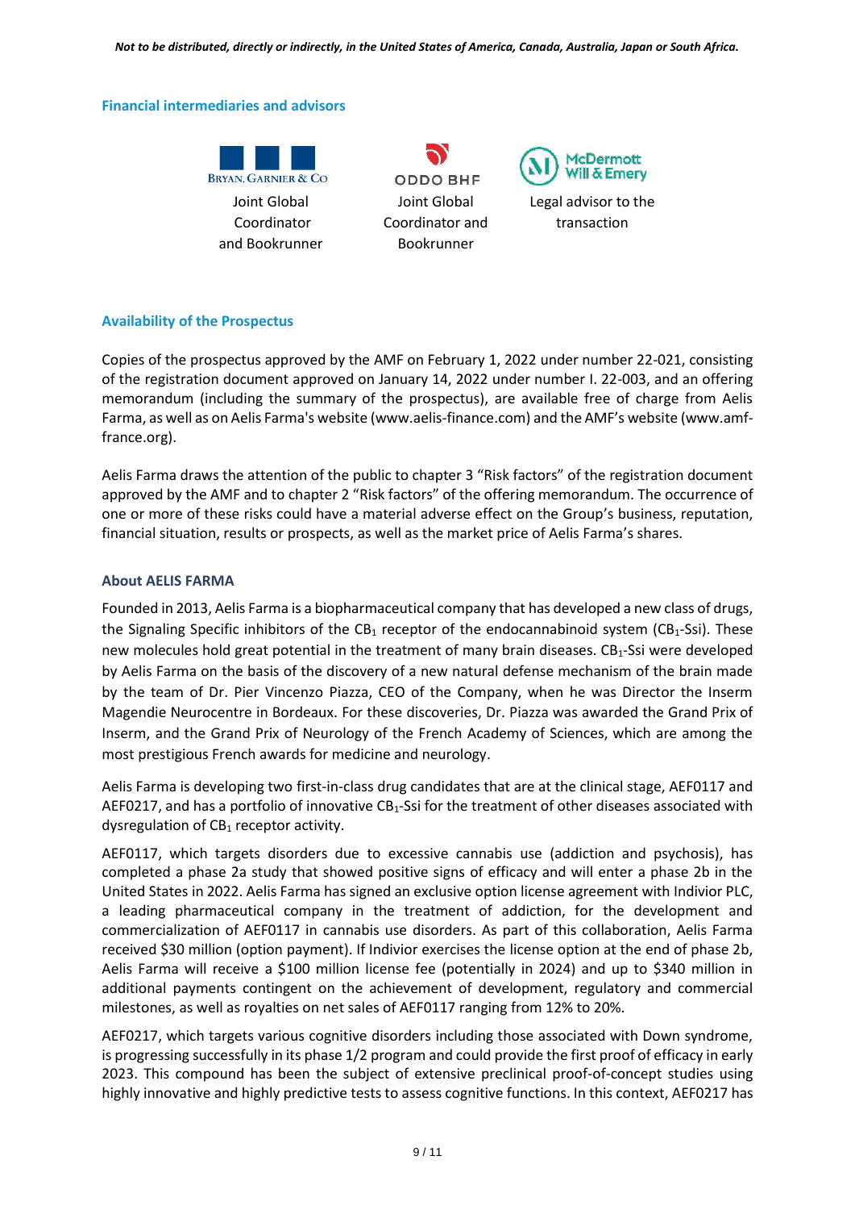*Not to be distributed, directly or indirectly, in the United States of America, Canada, Australia, Japan or South Africa.*

## Financial intermediaries and advisors

| BRYAN, GARNIER & CO | ODDO BHF | McDermott Will & Emery |
| --- | --- | --- |
| Joint Global Coordinator and Bookrunner | Joint Global Coordinator and Bookrunner | Legal advisor to the transaction |

## Availability of the Prospectus

Copies of the prospectus approved by the AMF on February 1, 2022 under number 22-021, consisting of the registration document approved on January 14, 2022 under number I. 22-003, and an offering memorandum (including the summary of the prospectus), are available free of charge from Aelis Farma, as well as on Aelis Farma's website (www.aelis-finance.com) and the AMF's website (www.amf-france.org).

Aelis Farma draws the attention of the public to chapter 3 "Risk factors" of the registration document approved by the AMF and to chapter 2 "Risk factors" of the offering memorandum. The occurrence of one or more of these risks could have a material adverse effect on the Group's business, reputation, financial situation, results or prospects, as well as the market price of Aelis Farma's shares.

## About AELIS FARMA

Founded in 2013, Aelis Farma is a biopharmaceutical company that has developed a new class of drugs, the Signaling Specific inhibitors of the $CB_1$ receptor of the endocannabinoid system ($CB_1$-Ssi). These new molecules hold great potential in the treatment of many brain diseases. $CB_1$-Ssi were developed by Aelis Farma on the basis of the discovery of a new natural defense mechanism of the brain made by the team of Dr. Pier Vincenzo Piazza, CEO of the Company, when he was Director the Inserm Magendie Neurocentre in Bordeaux. For these discoveries, Dr. Piazza was awarded the Grand Prix of Inserm, and the Grand Prix of Neurology of the French Academy of Sciences, which are among the most prestigious French awards for medicine and neurology.

Aelis Farma is developing two first-in-class drug candidates that are at the clinical stage, AEF0117 and AEF0217, and has a portfolio of innovative $CB_1$-Ssi for the treatment of other diseases associated with dysregulation of $CB_1$ receptor activity.

AEF0117, which targets disorders due to excessive cannabis use (addiction and psychosis), has completed a phase 2a study that showed positive signs of efficacy and will enter a phase 2b in the United States in 2022. Aelis Farma has signed an exclusive option license agreement with Indivior PLC, a leading pharmaceutical company in the treatment of addiction, for the development and commercialization of AEF0117 in cannabis use disorders. As part of this collaboration, Aelis Farma received $30 million (option payment). If Indivior exercises the license option at the end of phase 2b, Aelis Farma will receive a $100 million license fee (potentially in 2024) and up to $340 million in additional payments contingent on the achievement of development, regulatory and commercial milestones, as well as royalties on net sales of AEF0117 ranging from 12% to 20%.

AEF0217, which targets various cognitive disorders including those associated with Down syndrome, is progressing successfully in its phase 1/2 program and could provide the first proof of efficacy in early 2023. This compound has been the subject of extensive preclinical proof-of-concept studies using highly innovative and highly predictive tests to assess cognitive functions. In this context, AEF0217 has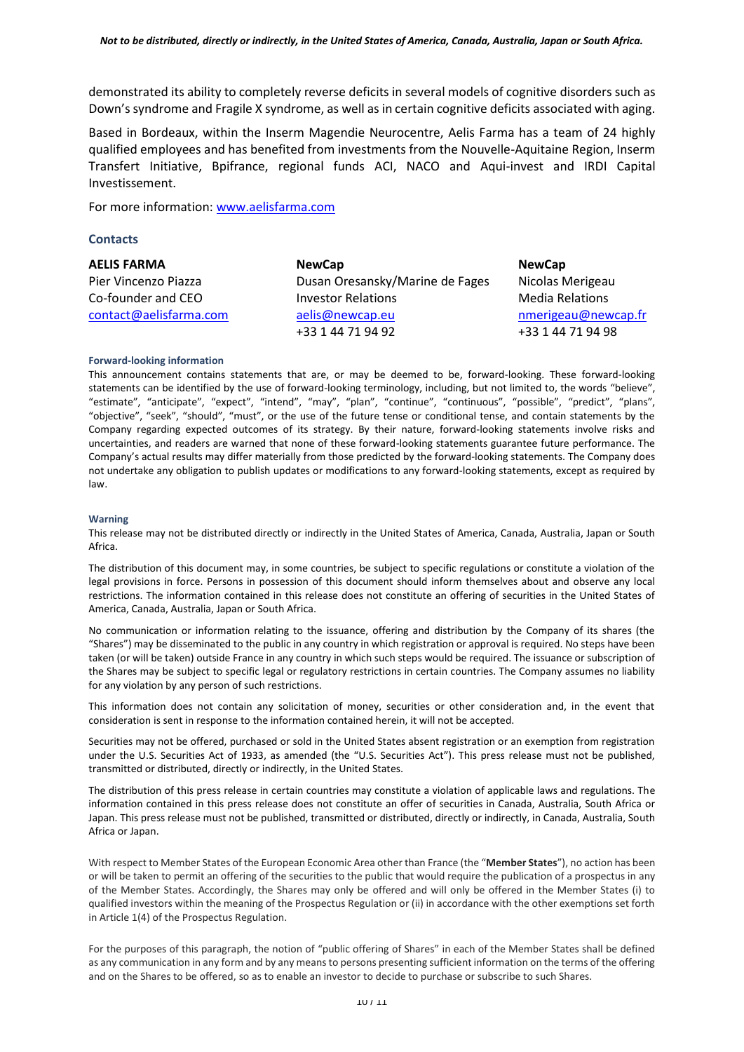demonstrated its ability to completely reverse deficits in several models of cognitive disorders such as Down's syndrome and Fragile X syndrome, as well as in certain cognitive deficits associated with aging.

Based in Bordeaux, within the Inserm Magendie Neurocentre, Aelis Farma has a team of 24 highly qualified employees and has benefited from investments from the Nouvelle-Aquitaine Region, Inserm Transfert Initiative, Bpifrance, regional funds ACI, NACO and Aqui-invest and IRDI Capital Investissement.

For more information: www.aelisfarma.com

## Contacts

| AELIS FARMA | NewCap | NewCap |
|---|---|---|
| Pier Vincenzo Piazza | Dusan Oresansky/Marine de Fages | Nicolas Merigeau |
| Co-founder and CEO | Investor Relations | Media Relations |
| contact@aelisfarma.com | aelis@newcap.eu | nmerigeau@newcap.fr |
| | +33 1 44 71 94 92 | +33 1 44 71 94 98 |

#### Forward-looking information

This announcement contains statements that are, or may be deemed to be, forward-looking. These forward-looking statements can be identified by the use of forward-looking terminology, including, but not limited to, the words "believe", "estimate", "anticipate", "expect", "intend", "may", "plan", "continue", "continuous", "possible", "predict", "plans", "objective", "seek", "should", "must", or the use of the future tense or conditional tense, and contain statements by the Company regarding expected outcomes of its strategy. By their nature, forward-looking statements involve risks and uncertainties, and readers are warned that none of these forward-looking statements guarantee future performance. The Company's actual results may differ materially from those predicted by the forward-looking statements. The Company does not undertake any obligation to publish updates or modifications to any forward-looking statements, except as required by law.

#### Warning

This release may not be distributed directly or indirectly in the United States of America, Canada, Australia, Japan or South Africa.

The distribution of this document may, in some countries, be subject to specific regulations or constitute a violation of the legal provisions in force. Persons in possession of this document should inform themselves about and observe any local restrictions. The information contained in this release does not constitute an offering of securities in the United States of America, Canada, Australia, Japan or South Africa.

No communication or information relating to the issuance, offering and distribution by the Company of its shares (the "Shares") may be disseminated to the public in any country in which registration or approval is required. No steps have been taken (or will be taken) outside France in any country in which such steps would be required. The issuance or subscription of the Shares may be subject to specific legal or regulatory restrictions in certain countries. The Company assumes no liability for any violation by any person of such restrictions.

This information does not contain any solicitation of money, securities or other consideration and, in the event that consideration is sent in response to the information contained herein, it will not be accepted.

Securities may not be offered, purchased or sold in the United States absent registration or an exemption from registration under the U.S. Securities Act of 1933, as amended (the "U.S. Securities Act"). This press release must not be published, transmitted or distributed, directly or indirectly, in the United States.

The distribution of this press release in certain countries may constitute a violation of applicable laws and regulations. The information contained in this press release does not constitute an offer of securities in Canada, Australia, South Africa or Japan. This press release must not be published, transmitted or distributed, directly or indirectly, in Canada, Australia, South Africa or Japan.

With respect to Member States of the European Economic Area other than France (the "**Member States**"), no action has been or will be taken to permit an offering of the securities to the public that would require the publication of a prospectus in any of the Member States. Accordingly, the Shares may only be offered and will only be offered in the Member States (i) to qualified investors within the meaning of the Prospectus Regulation or (ii) in accordance with the other exemptions set forth in Article 1(4) of the Prospectus Regulation.

For the purposes of this paragraph, the notion of "public offering of Shares" in each of the Member States shall be defined as any communication in any form and by any means to persons presenting sufficient information on the terms of the offering and on the Shares to be offered, so as to enable an investor to decide to purchase or subscribe to such Shares.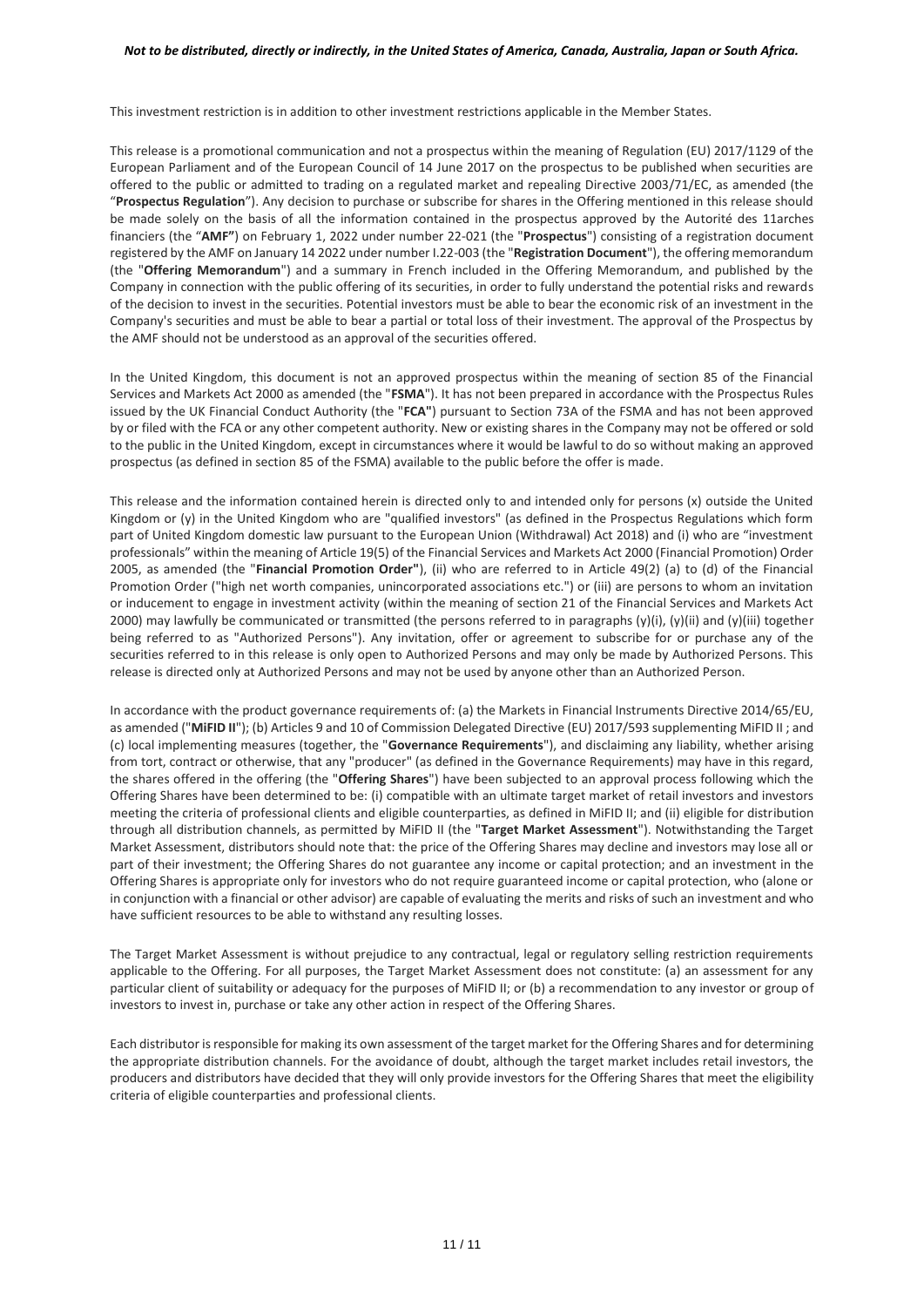This investment restriction is in addition to other investment restrictions applicable in the Member States.

This release is a promotional communication and not a prospectus within the meaning of Regulation (EU) 2017/1129 of the European Parliament and of the European Council of 14 June 2017 on the prospectus to be published when securities are offered to the public or admitted to trading on a regulated market and repealing Directive 2003/71/EC, as amended (the "**Prospectus Regulation**"). Any decision to purchase or subscribe for shares in the Offering mentioned in this release should be made solely on the basis of all the information contained in the prospectus approved by the Autorité des 11arches financiers (the "**AMF**") on February 1, 2022 under number 22-021 (the "**Prospectus**") consisting of a registration document registered by the AMF on January 14 2022 under number I.22-003 (the "**Registration Document**"), the offering memorandum (the "**Offering Memorandum**") and a summary in French included in the Offering Memorandum, and published by the Company in connection with the public offering of its securities, in order to fully understand the potential risks and rewards of the decision to invest in the securities. Potential investors must be able to bear the economic risk of an investment in the Company's securities and must be able to bear a partial or total loss of their investment. The approval of the Prospectus by the AMF should not be understood as an approval of the securities offered.

In the United Kingdom, this document is not an approved prospectus within the meaning of section 85 of the Financial Services and Markets Act 2000 as amended (the "**FSMA**"). It has not been prepared in accordance with the Prospectus Rules issued by the UK Financial Conduct Authority (the "**FCA**") pursuant to Section 73A of the FSMA and has not been approved by or filed with the FCA or any other competent authority. New or existing shares in the Company may not be offered or sold to the public in the United Kingdom, except in circumstances where it would be lawful to do so without making an approved prospectus (as defined in section 85 of the FSMA) available to the public before the offer is made.

This release and the information contained herein is directed only to and intended only for persons (x) outside the United Kingdom or (y) in the United Kingdom who are "qualified investors" (as defined in the Prospectus Regulations which form part of United Kingdom domestic law pursuant to the European Union (Withdrawal) Act 2018) and (i) who are "investment professionals" within the meaning of Article 19(5) of the Financial Services and Markets Act 2000 (Financial Promotion) Order 2005, as amended (the "**Financial Promotion Order"**), (ii) who are referred to in Article 49(2) (a) to (d) of the Financial Promotion Order ("high net worth companies, unincorporated associations etc.") or (iii) are persons to whom an invitation or inducement to engage in investment activity (within the meaning of section 21 of the Financial Services and Markets Act 2000) may lawfully be communicated or transmitted (the persons referred to in paragraphs (y)(i), (y)(ii) and (y)(iii) together being referred to as "Authorized Persons"). Any invitation, offer or agreement to subscribe for or purchase any of the securities referred to in this release is only open to Authorized Persons and may only be made by Authorized Persons. This release is directed only at Authorized Persons and may not be used by anyone other than an Authorized Person.

In accordance with the product governance requirements of: (a) the Markets in Financial Instruments Directive 2014/65/EU, as amended ("**MiFID II**"); (b) Articles 9 and 10 of Commission Delegated Directive (EU) 2017/593 supplementing MiFID II ; and (c) local implementing measures (together, the "**Governance Requirements**"), and disclaiming any liability, whether arising from tort, contract or otherwise, that any "producer" (as defined in the Governance Requirements) may have in this regard, the shares offered in the offering (the "**Offering Shares**") have been subjected to an approval process following which the Offering Shares have been determined to be: (i) compatible with an ultimate target market of retail investors and investors meeting the criteria of professional clients and eligible counterparties, as defined in MiFID II; and (ii) eligible for distribution through all distribution channels, as permitted by MiFID II (the "**Target Market Assessment**"). Notwithstanding the Target Market Assessment, distributors should note that: the price of the Offering Shares may decline and investors may lose all or part of their investment; the Offering Shares do not guarantee any income or capital protection; and an investment in the Offering Shares is appropriate only for investors who do not require guaranteed income or capital protection, who (alone or in conjunction with a financial or other advisor) are capable of evaluating the merits and risks of such an investment and who have sufficient resources to be able to withstand any resulting losses.

The Target Market Assessment is without prejudice to any contractual, legal or regulatory selling restriction requirements applicable to the Offering. For all purposes, the Target Market Assessment does not constitute: (a) an assessment for any particular client of suitability or adequacy for the purposes of MiFID II; or (b) a recommendation to any investor or group of investors to invest in, purchase or take any other action in respect of the Offering Shares.

Each distributor is responsible for making its own assessment of the target market for the Offering Shares and for determining the appropriate distribution channels. For the avoidance of doubt, although the target market includes retail investors, the producers and distributors have decided that they will only provide investors for the Offering Shares that meet the eligibility criteria of eligible counterparties and professional clients.